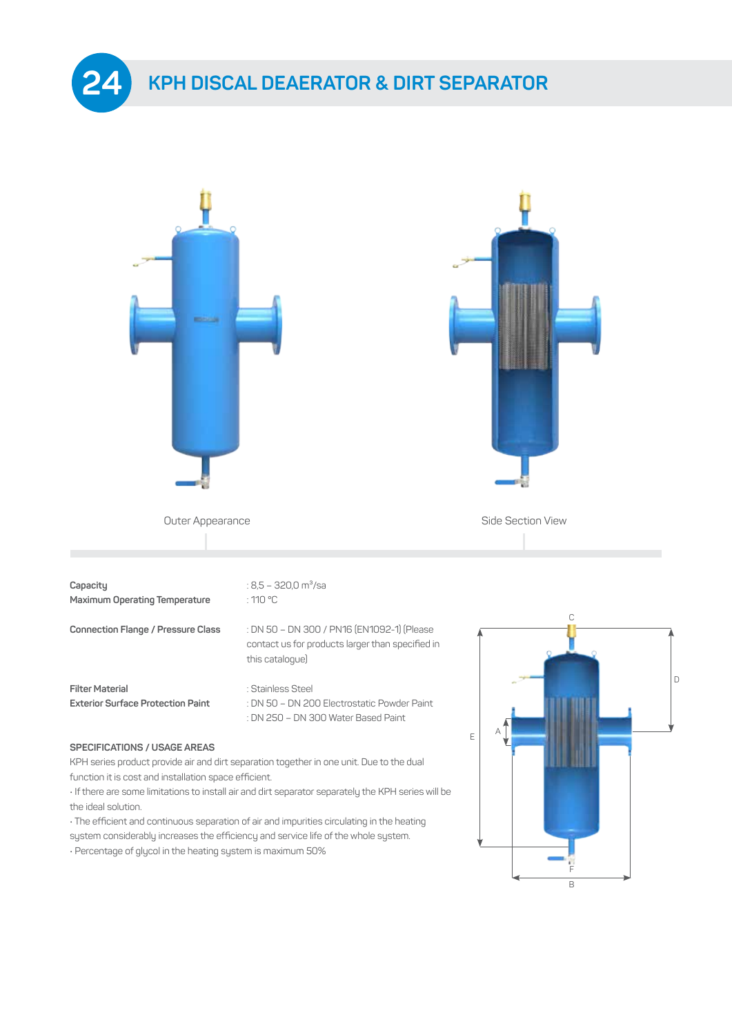# 24 KPH DISCAL DEAERATOR & DIRT SEPARATOR

Outer Appearance

Side Section View

| | |
|---|---|
| **Capacity** | : 8,5 – 320,0 m³/sa |
| **Maximum Operating Temperature** | : 110 °C |
| **Connection Flange / Pressure Class** | : DN 50 – DN 300 / PN16 (EN1092-1) (Please contact us for products larger than specified in this catalogue) |
| **Filter Material** | : Stainless Steel |
| **Exterior Surface Protection Paint** | : DN 50 – DN 200 Electrostatic Powder Paint |
| | : DN 250 – DN 300 Water Based Paint |

**SPECIFICATIONS / USAGE AREAS**

KPH series product provide air and dirt separation together in one unit. Due to the dual function it is cost and installation space efficient.

- If there are some limitations to install air and dirt separator separately the KPH series will be the ideal solution.
- The efficient and continuous separation of air and impurities circulating in the heating system considerably increases the efficiency and service life of the whole system.
- Percentage of glycol in the heating system is maximum 50%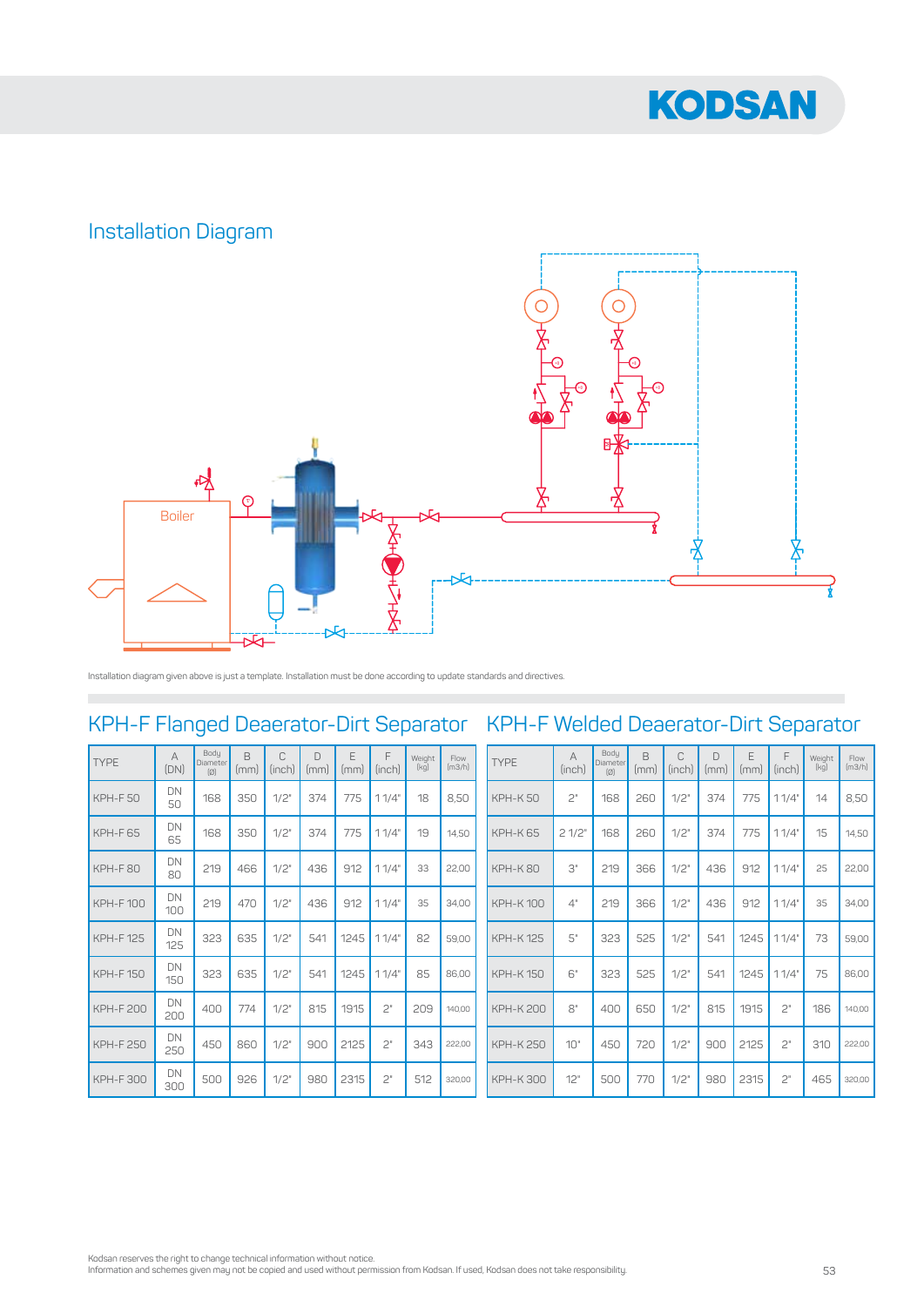## Installation Diagram

Boiler

Installation diagram given above is just a template. Installation must be done according to update standards and directives.

## KPH-F Flanged Deaerator-Dirt Separator

| TYPE | A (DN) | Body Diameter (Ø) | B (mm) | C (inch) | D (mm) | E (mm) | F (inch) | Weight (kg) | Flow (m3/h) |
|---|---|---|---|---|---|---|---|---|---|
| KPH-F 50 | DN 50 | 168 | 350 | 1/2" | 374 | 775 | 1 1/4" | 18 | 8,50 |
| KPH-F 65 | DN 65 | 168 | 350 | 1/2" | 374 | 775 | 1 1/4" | 19 | 14,50 |
| KPH-F 80 | DN 80 | 219 | 466 | 1/2" | 436 | 912 | 1 1/4" | 33 | 22,00 |
| KPH-F 100 | DN 100 | 219 | 470 | 1/2" | 436 | 912 | 1 1/4" | 35 | 34,00 |
| KPH-F 125 | DN 125 | 323 | 635 | 1/2" | 541 | 1245 | 1 1/4" | 82 | 59,00 |
| KPH-F 150 | DN 150 | 323 | 635 | 1/2" | 541 | 1245 | 1 1/4" | 85 | 86,00 |
| KPH-F 200 | DN 200 | 400 | 774 | 1/2" | 815 | 1915 | 2" | 209 | 140,00 |
| KPH-F 250 | DN 250 | 450 | 860 | 1/2" | 900 | 2125 | 2" | 343 | 222,00 |
| KPH-F 300 | DN 300 | 500 | 926 | 1/2" | 980 | 2315 | 2" | 512 | 320,00 |

## KPH-F Welded Deaerator-Dirt Separator

| TYPE | A (inch) | Body Diameter (Ø) | B (mm) | C (inch) | D (mm) | E (mm) | F (inch) | Weight (kg) | Flow (m3/h) |
|---|---|---|---|---|---|---|---|---|---|
| KPH-K 50 | 2" | 168 | 260 | 1/2" | 374 | 775 | 1 1/4" | 14 | 8,50 |
| KPH-K 65 | 2 1/2" | 168 | 260 | 1/2" | 374 | 775 | 1 1/4" | 15 | 14,50 |
| KPH-K 80 | 3" | 219 | 366 | 1/2" | 436 | 912 | 1 1/4" | 25 | 22,00 |
| KPH-K 100 | 4" | 219 | 366 | 1/2" | 436 | 912 | 1 1/4" | 35 | 34,00 |
| KPH-K 125 | 5" | 323 | 525 | 1/2" | 541 | 1245 | 1 1/4" | 73 | 59,00 |
| KPH-K 150 | 6" | 323 | 525 | 1/2" | 541 | 1245 | 1 1/4" | 75 | 86,00 |
| KPH-K 200 | 8" | 400 | 650 | 1/2" | 815 | 1915 | 2" | 186 | 140,00 |
| KPH-K 250 | 10" | 450 | 720 | 1/2" | 900 | 2125 | 2" | 310 | 222,00 |
| KPH-K 300 | 12" | 500 | 770 | 1/2" | 980 | 2315 | 2" | 465 | 320,00 |

Kodsan reserves the right to change technical information without notice.
Information and schemes given may not be copied and used without permission from Kodsan. If used, Kodsan does not take responsibility.